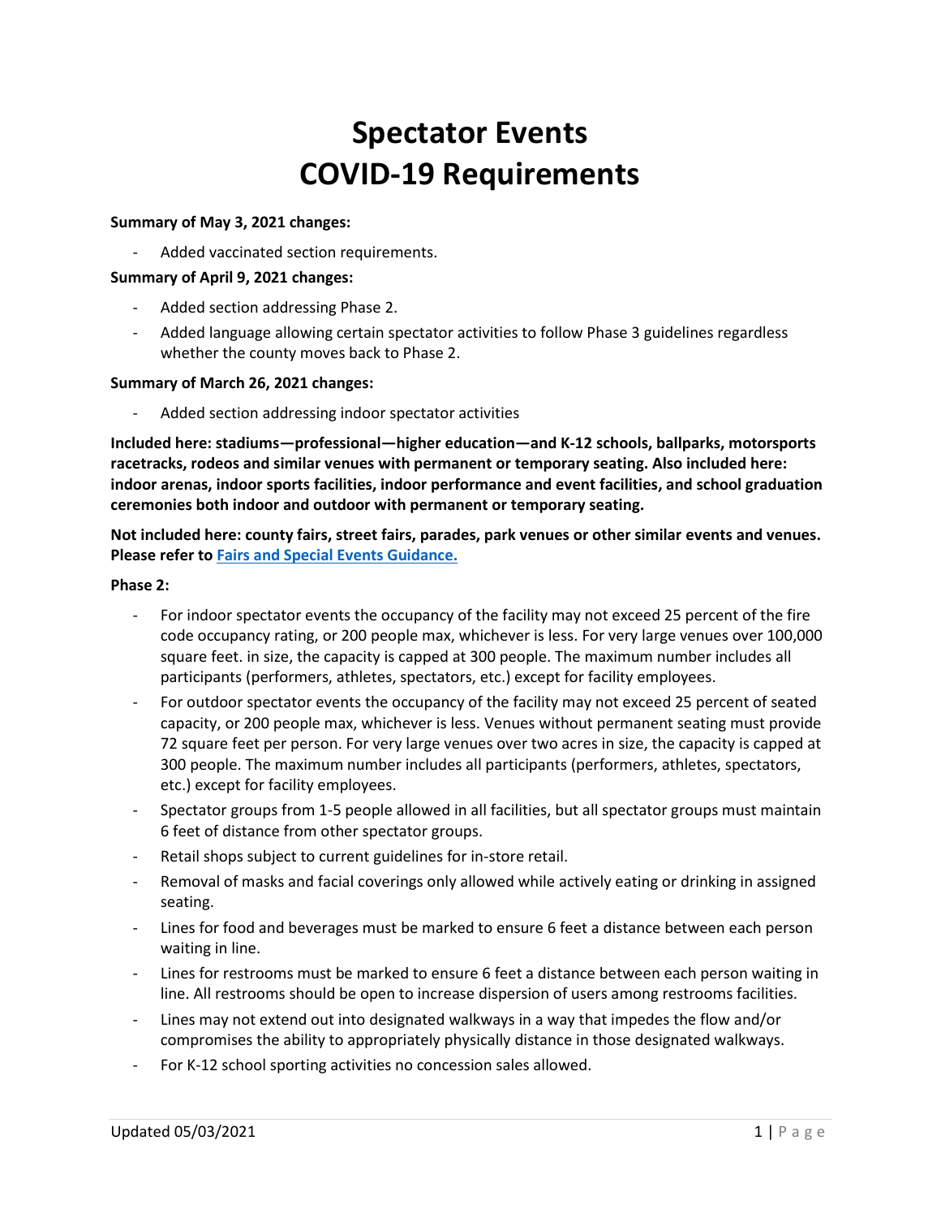# Spectator Events
# COVID-19 Requirements

**Summary of May 3, 2021 changes:**

- Added vaccinated section requirements.

**Summary of April 9, 2021 changes:**

- Added section addressing Phase 2.
- Added language allowing certain spectator activities to follow Phase 3 guidelines regardless whether the county moves back to Phase 2.

**Summary of March 26, 2021 changes:**

- Added section addressing indoor spectator activities

**Included here: stadiums—professional—higher education—and K-12 schools, ballparks, motorsports racetracks, rodeos and similar venues with permanent or temporary seating. Also included here: indoor arenas, indoor sports facilities, indoor performance and event facilities, and school graduation ceremonies both indoor and outdoor with permanent or temporary seating.**

**Not included here: county fairs, street fairs, parades, park venues or other similar events and venues. Please refer to [Fairs and Special Events Guidance.](#)**

**Phase 2:**

- For indoor spectator events the occupancy of the facility may not exceed 25 percent of the fire code occupancy rating, or 200 people max, whichever is less. For very large venues over 100,000 square feet. in size, the capacity is capped at 300 people. The maximum number includes all participants (performers, athletes, spectators, etc.) except for facility employees.
- For outdoor spectator events the occupancy of the facility may not exceed 25 percent of seated capacity, or 200 people max, whichever is less. Venues without permanent seating must provide 72 square feet per person. For very large venues over two acres in size, the capacity is capped at 300 people. The maximum number includes all participants (performers, athletes, spectators, etc.) except for facility employees.
- Spectator groups from 1-5 people allowed in all facilities, but all spectator groups must maintain 6 feet of distance from other spectator groups.
- Retail shops subject to current guidelines for in-store retail.
- Removal of masks and facial coverings only allowed while actively eating or drinking in assigned seating.
- Lines for food and beverages must be marked to ensure 6 feet a distance between each person waiting in line.
- Lines for restrooms must be marked to ensure 6 feet a distance between each person waiting in line. All restrooms should be open to increase dispersion of users among restrooms facilities.
- Lines may not extend out into designated walkways in a way that impedes the flow and/or compromises the ability to appropriately physically distance in those designated walkways.
- For K-12 school sporting activities no concession sales allowed.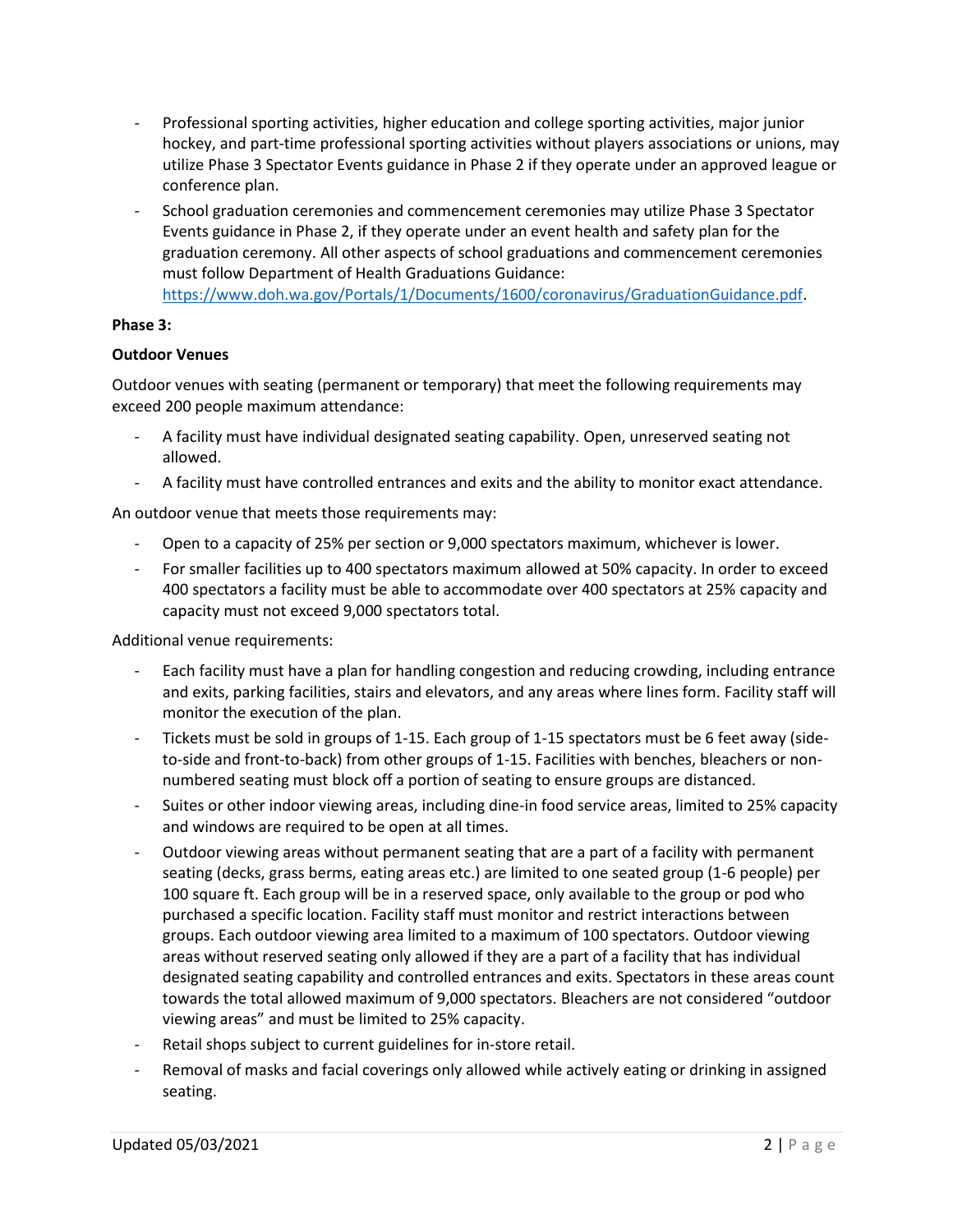- Professional sporting activities, higher education and college sporting activities, major junior hockey, and part-time professional sporting activities without players associations or unions, may utilize Phase 3 Spectator Events guidance in Phase 2 if they operate under an approved league or conference plan.
- School graduation ceremonies and commencement ceremonies may utilize Phase 3 Spectator Events guidance in Phase 2, if they operate under an event health and safety plan for the graduation ceremony. All other aspects of school graduations and commencement ceremonies must follow Department of Health Graduations Guidance: https://www.doh.wa.gov/Portals/1/Documents/1600/coronavirus/GraduationGuidance.pdf.

**Phase 3:**

**Outdoor Venues**

Outdoor venues with seating (permanent or temporary) that meet the following requirements may exceed 200 people maximum attendance:

- A facility must have individual designated seating capability. Open, unreserved seating not allowed.
- A facility must have controlled entrances and exits and the ability to monitor exact attendance.

An outdoor venue that meets those requirements may:

- Open to a capacity of 25% per section or 9,000 spectators maximum, whichever is lower.
- For smaller facilities up to 400 spectators maximum allowed at 50% capacity. In order to exceed 400 spectators a facility must be able to accommodate over 400 spectators at 25% capacity and capacity must not exceed 9,000 spectators total.

Additional venue requirements:

- Each facility must have a plan for handling congestion and reducing crowding, including entrance and exits, parking facilities, stairs and elevators, and any areas where lines form. Facility staff will monitor the execution of the plan.
- Tickets must be sold in groups of 1-15. Each group of 1-15 spectators must be 6 feet away (side-to-side and front-to-back) from other groups of 1-15. Facilities with benches, bleachers or non-numbered seating must block off a portion of seating to ensure groups are distanced.
- Suites or other indoor viewing areas, including dine-in food service areas, limited to 25% capacity and windows are required to be open at all times.
- Outdoor viewing areas without permanent seating that are a part of a facility with permanent seating (decks, grass berms, eating areas etc.) are limited to one seated group (1-6 people) per 100 square ft. Each group will be in a reserved space, only available to the group or pod who purchased a specific location. Facility staff must monitor and restrict interactions between groups. Each outdoor viewing area limited to a maximum of 100 spectators. Outdoor viewing areas without reserved seating only allowed if they are a part of a facility that has individual designated seating capability and controlled entrances and exits. Spectators in these areas count towards the total allowed maximum of 9,000 spectators. Bleachers are not considered "outdoor viewing areas" and must be limited to 25% capacity.
- Retail shops subject to current guidelines for in-store retail.
- Removal of masks and facial coverings only allowed while actively eating or drinking in assigned seating.

Updated 05/03/2021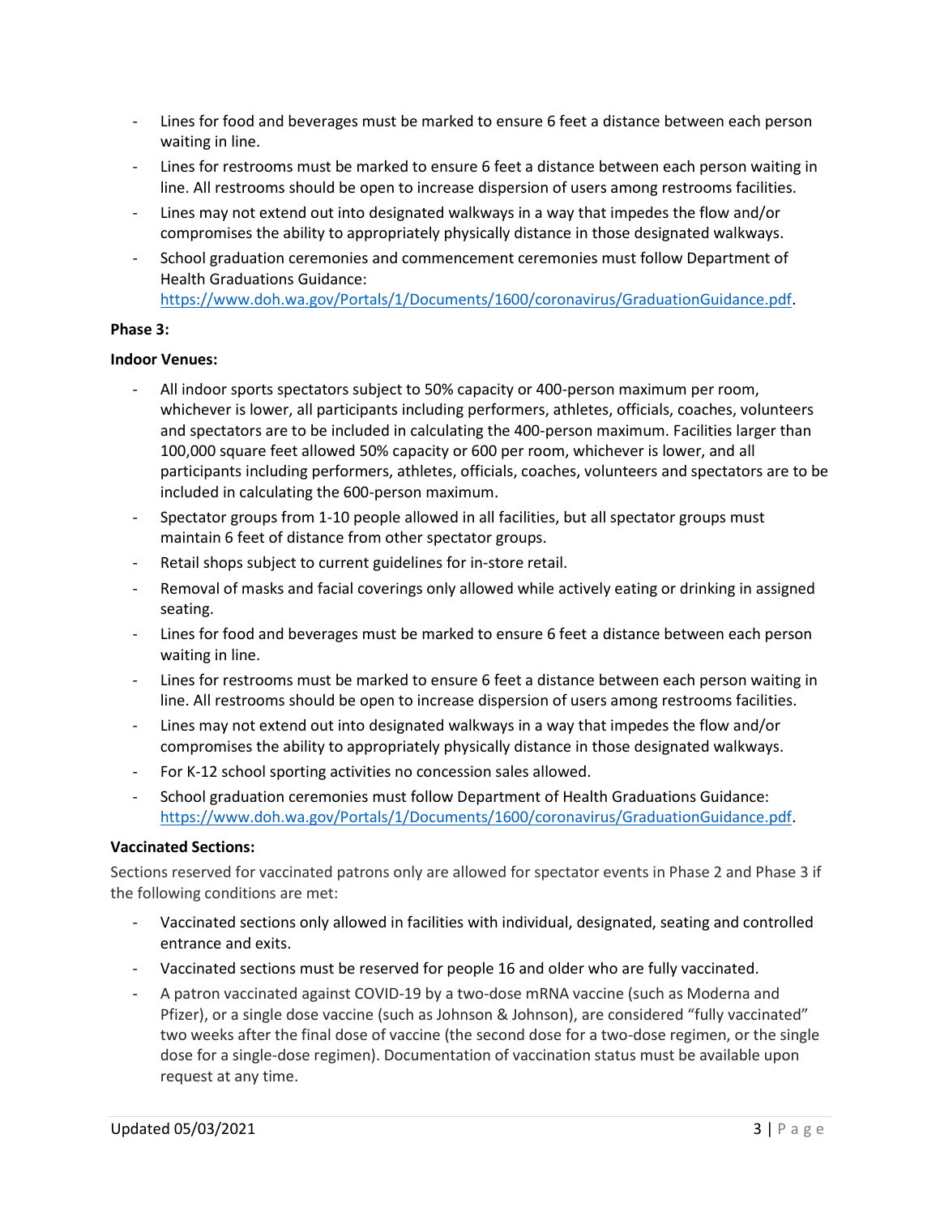- Lines for food and beverages must be marked to ensure 6 feet a distance between each person waiting in line.
- Lines for restrooms must be marked to ensure 6 feet a distance between each person waiting in line. All restrooms should be open to increase dispersion of users among restrooms facilities.
- Lines may not extend out into designated walkways in a way that impedes the flow and/or compromises the ability to appropriately physically distance in those designated walkways.
- School graduation ceremonies and commencement ceremonies must follow Department of Health Graduations Guidance: https://www.doh.wa.gov/Portals/1/Documents/1600/coronavirus/GraduationGuidance.pdf.

**Phase 3:**

**Indoor Venues:**

- All indoor sports spectators subject to 50% capacity or 400-person maximum per room, whichever is lower, all participants including performers, athletes, officials, coaches, volunteers and spectators are to be included in calculating the 400-person maximum. Facilities larger than 100,000 square feet allowed 50% capacity or 600 per room, whichever is lower, and all participants including performers, athletes, officials, coaches, volunteers and spectators are to be included in calculating the 600-person maximum.
- Spectator groups from 1-10 people allowed in all facilities, but all spectator groups must maintain 6 feet of distance from other spectator groups.
- Retail shops subject to current guidelines for in-store retail.
- Removal of masks and facial coverings only allowed while actively eating or drinking in assigned seating.
- Lines for food and beverages must be marked to ensure 6 feet a distance between each person waiting in line.
- Lines for restrooms must be marked to ensure 6 feet a distance between each person waiting in line. All restrooms should be open to increase dispersion of users among restrooms facilities.
- Lines may not extend out into designated walkways in a way that impedes the flow and/or compromises the ability to appropriately physically distance in those designated walkways.
- For K-12 school sporting activities no concession sales allowed.
- School graduation ceremonies must follow Department of Health Graduations Guidance: https://www.doh.wa.gov/Portals/1/Documents/1600/coronavirus/GraduationGuidance.pdf.

**Vaccinated Sections:**

Sections reserved for vaccinated patrons only are allowed for spectator events in Phase 2 and Phase 3 if the following conditions are met:

- Vaccinated sections only allowed in facilities with individual, designated, seating and controlled entrance and exits.
- Vaccinated sections must be reserved for people 16 and older who are fully vaccinated.
- A patron vaccinated against COVID-19 by a two-dose mRNA vaccine (such as Moderna and Pfizer), or a single dose vaccine (such as Johnson & Johnson), are considered "fully vaccinated" two weeks after the final dose of vaccine (the second dose for a two-dose regimen, or the single dose for a single-dose regimen). Documentation of vaccination status must be available upon request at any time.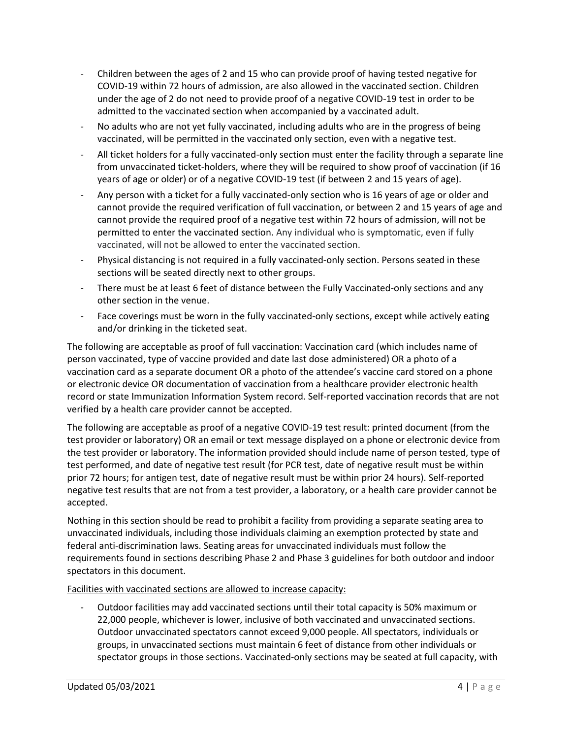- Children between the ages of 2 and 15 who can provide proof of having tested negative for COVID-19 within 72 hours of admission, are also allowed in the vaccinated section. Children under the age of 2 do not need to provide proof of a negative COVID-19 test in order to be admitted to the vaccinated section when accompanied by a vaccinated adult.
- No adults who are not yet fully vaccinated, including adults who are in the progress of being vaccinated, will be permitted in the vaccinated only section, even with a negative test.
- All ticket holders for a fully vaccinated-only section must enter the facility through a separate line from unvaccinated ticket-holders, where they will be required to show proof of vaccination (if 16 years of age or older) or of a negative COVID-19 test (if between 2 and 15 years of age).
- Any person with a ticket for a fully vaccinated-only section who is 16 years of age or older and cannot provide the required verification of full vaccination, or between 2 and 15 years of age and cannot provide the required proof of a negative test within 72 hours of admission, will not be permitted to enter the vaccinated section. Any individual who is symptomatic, even if fully vaccinated, will not be allowed to enter the vaccinated section.
- Physical distancing is not required in a fully vaccinated-only section. Persons seated in these sections will be seated directly next to other groups.
- There must be at least 6 feet of distance between the Fully Vaccinated-only sections and any other section in the venue.
- Face coverings must be worn in the fully vaccinated-only sections, except while actively eating and/or drinking in the ticketed seat.

The following are acceptable as proof of full vaccination: Vaccination card (which includes name of person vaccinated, type of vaccine provided and date last dose administered) OR a photo of a vaccination card as a separate document OR a photo of the attendee's vaccine card stored on a phone or electronic device OR documentation of vaccination from a healthcare provider electronic health record or state Immunization Information System record. Self-reported vaccination records that are not verified by a health care provider cannot be accepted.

The following are acceptable as proof of a negative COVID-19 test result: printed document (from the test provider or laboratory) OR an email or text message displayed on a phone or electronic device from the test provider or laboratory. The information provided should include name of person tested, type of test performed, and date of negative test result (for PCR test, date of negative result must be within prior 72 hours; for antigen test, date of negative result must be within prior 24 hours). Self-reported negative test results that are not from a test provider, a laboratory, or a health care provider cannot be accepted.

Nothing in this section should be read to prohibit a facility from providing a separate seating area to unvaccinated individuals, including those individuals claiming an exemption protected by state and federal anti-discrimination laws. Seating areas for unvaccinated individuals must follow the requirements found in sections describing Phase 2 and Phase 3 guidelines for both outdoor and indoor spectators in this document.

<u>Facilities with vaccinated sections are allowed to increase capacity:</u>

- Outdoor facilities may add vaccinated sections until their total capacity is 50% maximum or 22,000 people, whichever is lower, inclusive of both vaccinated and unvaccinated sections. Outdoor unvaccinated spectators cannot exceed 9,000 people. All spectators, individuals or groups, in unvaccinated sections must maintain 6 feet of distance from other individuals or spectator groups in those sections. Vaccinated-only sections may be seated at full capacity, with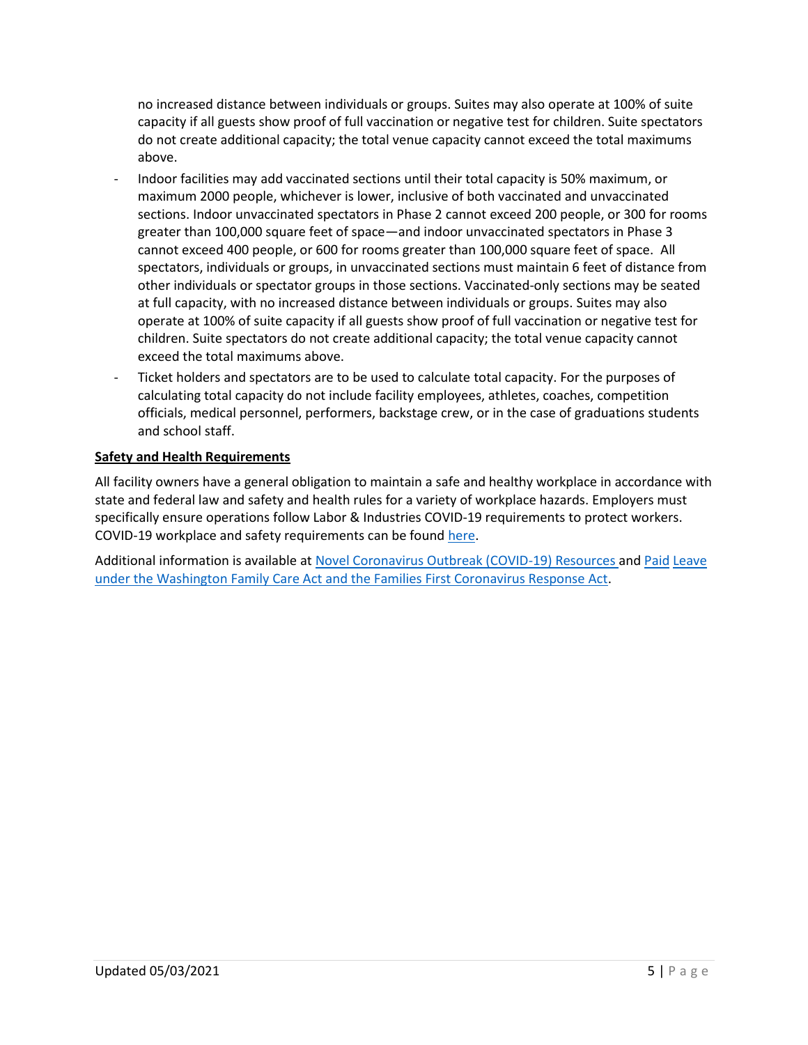no increased distance between individuals or groups. Suites may also operate at 100% of suite capacity if all guests show proof of full vaccination or negative test for children. Suite spectators do not create additional capacity; the total venue capacity cannot exceed the total maximums above.

- Indoor facilities may add vaccinated sections until their total capacity is 50% maximum, or maximum 2000 people, whichever is lower, inclusive of both vaccinated and unvaccinated sections. Indoor unvaccinated spectators in Phase 2 cannot exceed 200 people, or 300 for rooms greater than 100,000 square feet of space—and indoor unvaccinated spectators in Phase 3 cannot exceed 400 people, or 600 for rooms greater than 100,000 square feet of space. All spectators, individuals or groups, in unvaccinated sections must maintain 6 feet of distance from other individuals or spectator groups in those sections. Vaccinated-only sections may be seated at full capacity, with no increased distance between individuals or groups. Suites may also operate at 100% of suite capacity if all guests show proof of full vaccination or negative test for children. Suite spectators do not create additional capacity; the total venue capacity cannot exceed the total maximums above.
- Ticket holders and spectators are to be used to calculate total capacity. For the purposes of calculating total capacity do not include facility employees, athletes, coaches, competition officials, medical personnel, performers, backstage crew, or in the case of graduations students and school staff.

**Safety and Health Requirements**

All facility owners have a general obligation to maintain a safe and healthy workplace in accordance with state and federal law and safety and health rules for a variety of workplace hazards. Employers must specifically ensure operations follow Labor & Industries COVID-19 requirements to protect workers. COVID-19 workplace and safety requirements can be found here.

Additional information is available at Novel Coronavirus Outbreak (COVID-19) Resources and Paid Leave under the Washington Family Care Act and the Families First Coronavirus Response Act.